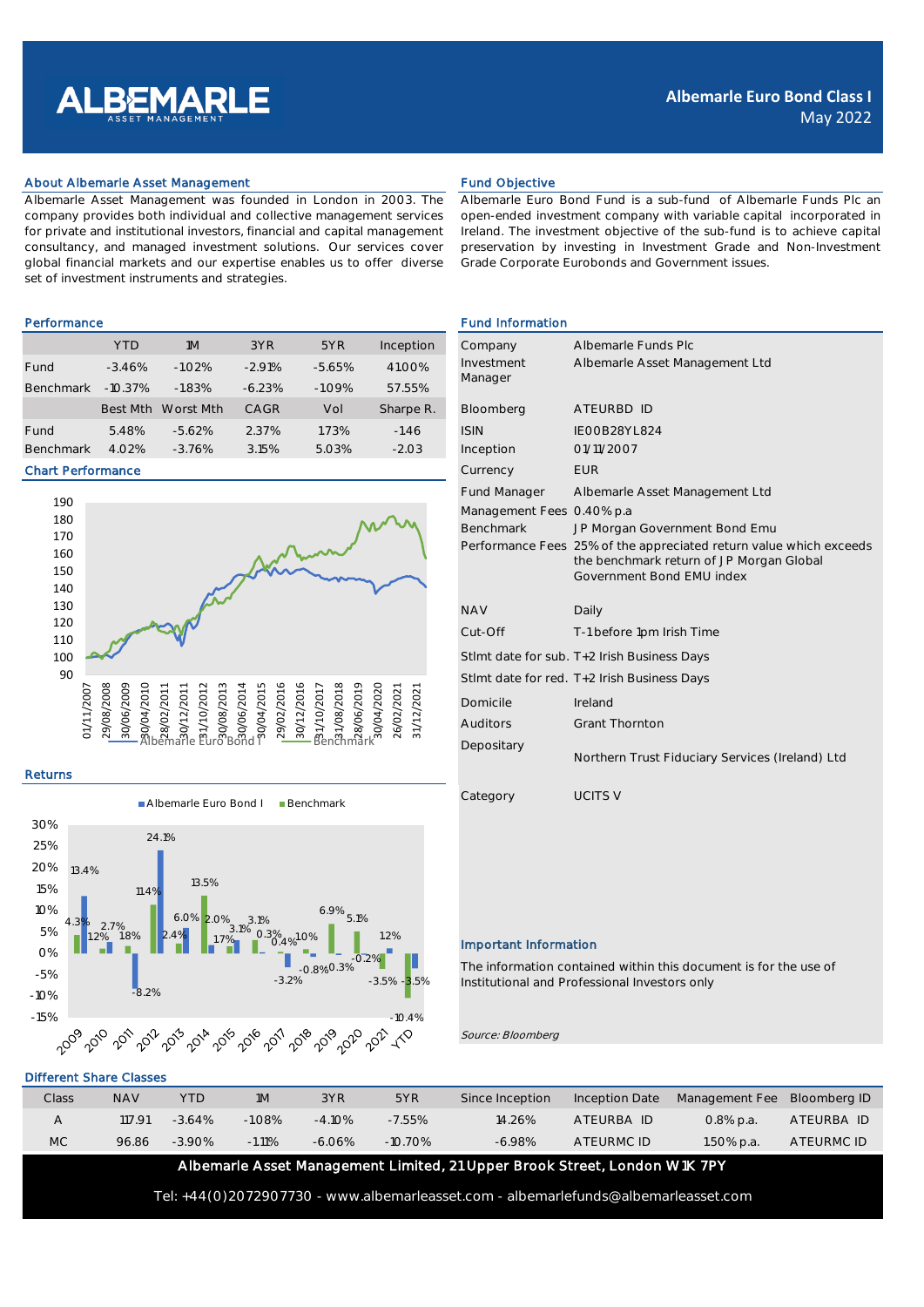# Albemarle Euro Bond Class I

May 2022

## About Albemarle Asset Management

Albemarle Asset Management was founded in London in 2003. The company provides both individual and collective management services for private and institutional investors, financial and capital management consultancy, and managed investment solutions. Our services cover global financial markets and our expertise enables us to offer diverse set of investment instruments and strategies.

## Fund Objective

Albemarle Euro Bond Fund is a sub-fund of Albemarle Funds Plc an open-ended investment company with variable capital incorporated in Ireland. The investment objective of the sub-fund is to achieve capital preservation by investing in Investment Grade and Non-Investment Grade Corporate Eurobonds and Government issues.

## Performance

| | YTD | 1M | 3YR | 5YR | Inception |
|---|---|---|---|---|---|
| Fund | -3.46% | -1.02% | -2.91% | -5.65% | 41.00% |
| Benchmark | -10.37% | -1.83% | -6.23% | -10.9% | 57.55% |
| | **Best Mth** | **Worst Mth** | **CAGR** | **Vol** | **Sharpe R.** |
| Fund | 5.48% | -5.62% | 2.37% | 1.73% | -1.46 |
| Benchmark | 4.02% | -3.76% | 3.15% | 5.03% | -2.03 |

## Chart Performance

Albemarle Euro Bond I — Benchmark

## Returns

| Year | Albemarle Euro Bond I | Benchmark |
|---|---|---|
| 2009 | 13.4% | 4.3% |
| 2010 | 2.7% | 1.2% |
| 2011 | -8.2% | 1.8% |
| 2012 | 24.1% | 11.4% |
| 2013 | 6.0% | 2.4% |
| 2014 | 2.0% | 13.5% |
| 2015 | 3.1% | 1.7% |
| 2016 | 0.3% | 3.1% |
| 2017 | -3.2% | 0.4% |
| 2018 | -0.8% | 1.0% |
| 2019 | 0.3% | 6.9% |
| 2020 | -0.2% | 5.1% |
| 2021 | 1.2% | -3.5% |
| YTD | -3.5% | -10.4% |

## Fund Information

| | |
|---|---|
| Company | Albemarle Funds Plc |
| Investment Manager | Albemarle Asset Management Ltd |
| Bloomberg | ATEURBD ID |
| ISIN | IE00B28YL824 |
| Inception | 01/11/2007 |
| Currency | EUR |
| Fund Manager | Albemarle Asset Management Ltd |
| Management Fees | 0.40% p.a |
| Benchmark | J P Morgan Government Bond Emu |
| Performance Fees | 25% of the appreciated return value which exceeds the benchmark return of J P Morgan Global Government Bond EMU index |
| NAV | Daily |
| Cut-Off | T-1 before 1pm Irish Time |
| Stlmt date for sub. | T+2 Irish Business Days |
| Stlmt date for red. | T+2 Irish Business Days |
| Domicile | Ireland |
| Auditors | Grant Thornton |
| Depositary | Northern Trust Fiduciary Services (Ireland) Ltd |
| Category | UCITS V |

## Important Information

The information contained within this document is for the use of Institutional and Professional Investors only

*Source: Bloomberg*

## Different Share Classes

| Class | NAV | YTD | 1M | 3YR | 5YR | Since Inception | Inception Date | Management Fee | Bloomberg ID |
|---|---|---|---|---|---|---|---|---|---|
| A | 117.91 | -3.64% | -1.08% | -4.10% | -7.55% | 14.26% | ATEURBA ID | 0.8% p.a. | ATEURBA ID |
| MC | 96.86 | -3.90% | -1.11% | -6.06% | -10.70% | -6.98% | ATEURMC ID | 1.50% p.a. | ATEURMC ID |

**Albemarle Asset Management Limited, 21 Upper Brook Street, London W1K 7PY**

Tel: +44(0)2072907730 - www.albemarleasset.com - albemarlefunds@albemarleasset.com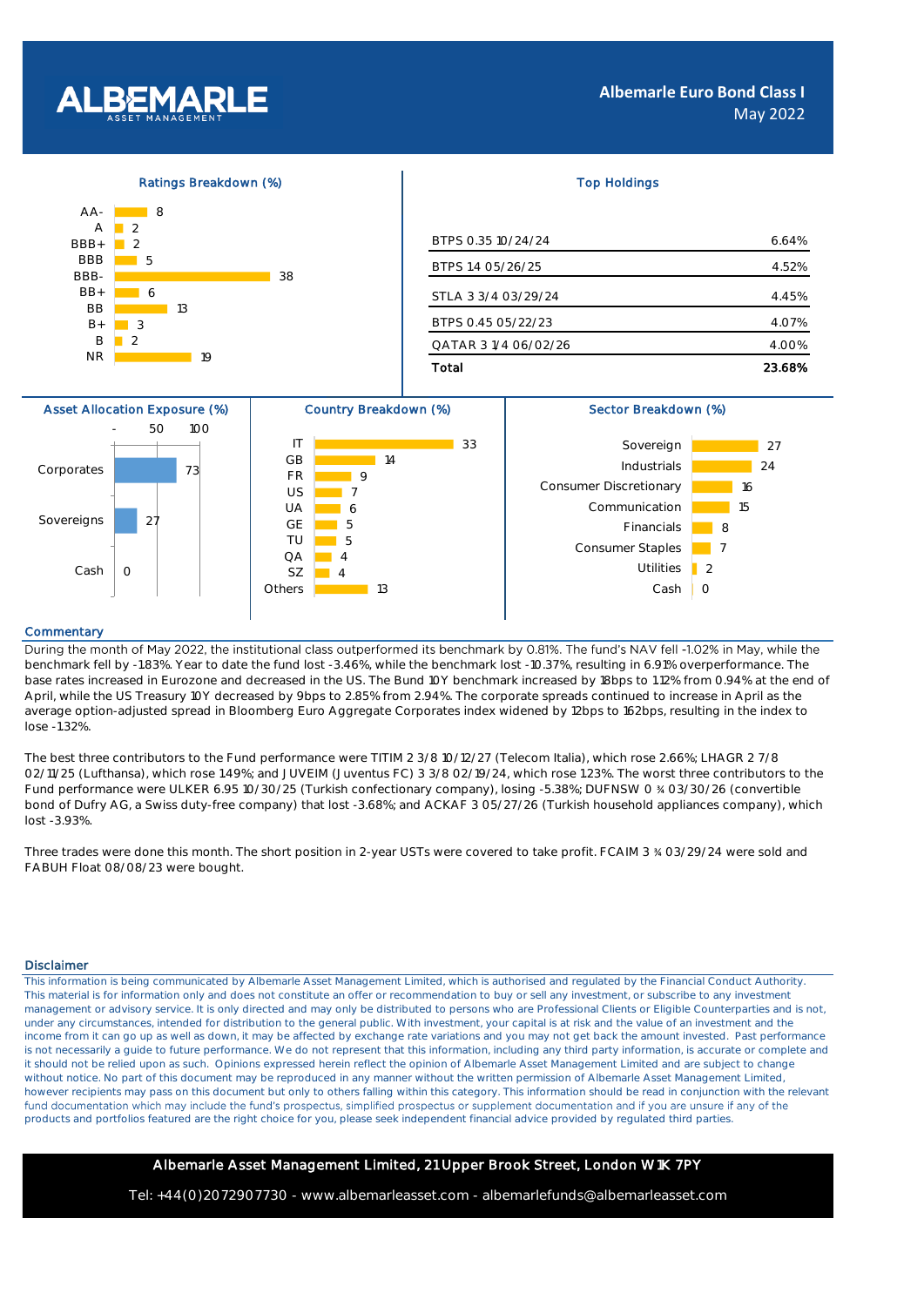# Albemarle Euro Bond Class I
May 2022

## Ratings Breakdown (%)

AA- 8
A 2
BBB+ 2
BBB 5
BBB- 38
BB+ 6
BB 13
B+ 3
B 2
NR 19

## Top Holdings

| | |
|---|---|
| BTPS 0.35 10/24/24 | 6.64% |
| BTPS 1.4 05/26/25 | 4.52% |
| STLA 3 3/4 03/29/24 | 4.45% |
| BTPS 0.45 05/22/23 | 4.07% |
| QATAR 3 1/4 06/02/26 | 4.00% |
| **Total** | **23.68%** |

## Asset Allocation Exposure (%)

- 50 100
Corporates 73
Sovereigns 27
Cash 0

## Country Breakdown (%)

IT 33
GB 14
FR 9
US 7
UA 6
GE 5
TU 5
QA 4
SZ 4
Others 13

## Sector Breakdown (%)

Sovereign 27
Industrials 24
Consumer Discretionary 16
Communication 15
Financials 8
Consumer Staples 7
Utilities 2
Cash 0

## Commentary

During the month of May 2022, the institutional class outperformed its benchmark by 0.81%. The fund's NAV fell -1.02% in May, while the benchmark fell by -1.83%. Year to date the fund lost -3.46%, while the benchmark lost -10.37%, resulting in 6.91% overperformance. The base rates increased in Eurozone and decreased in the US. The Bund 10Y benchmark increased by 18bps to 1.12% from 0.94% at the end of April, while the US Treasury 10Y decreased by 9bps to 2.85% from 2.94%. The corporate spreads continued to increase in April as the average option-adjusted spread in Bloomberg Euro Aggregate Corporates index widened by 12bps to 162bps, resulting in the index to lose -1.32%.

The best three contributors to the Fund performance were TITIM 2 3/8 10/12/27 (Telecom Italia), which rose 2.66%; LHAGR 2 7/8 02/11/25 (Lufthansa), which rose 1.49%; and JUVEIM (Juventus FC) 3 3/8 02/19/24, which rose 1.23%. The worst three contributors to the Fund performance were ULKER 6.95 10/30/25 (Turkish confectionary company), losing -5.38%; DUFNSW 0 ¾ 03/30/26 (convertible bond of Dufry AG, a Swiss duty-free company) that lost -3.68%; and ACKAF 3 05/27/26 (Turkish household appliances company), which lost -3.93%.

Three trades were done this month. The short position in 2-year USTs were covered to take profit. FCAIM 3 ¾ 03/29/24 were sold and FABUH Float 08/08/23 were bought.

## Disclaimer

This information is being communicated by Albemarle Asset Management Limited, which is authorised and regulated by the Financial Conduct Authority. This material is for information only and does not constitute an offer or recommendation to buy or sell any investment, or subscribe to any investment management or advisory service. It is only directed and may only be distributed to persons who are Professional Clients or Eligible Counterparties and is not, under any circumstances, intended for distribution to the general public. With investment, your capital is at risk and the value of an investment and the income from it can go up as well as down, it may be affected by exchange rate variations and you may not get back the amount invested. Past performance is not necessarily a guide to future performance. We do not represent that this information, including any third party information, is accurate or complete and it should not be relied upon as such. Opinions expressed herein reflect the opinion of Albemarle Asset Management Limited and are subject to change without notice. No part of this document may be reproduced in any manner without the written permission of Albemarle Asset Management Limited, however recipients may pass on this document but only to others falling within this category. This information should be read in conjunction with the relevant fund documentation which may include the fund's prospectus, simplified prospectus or supplement documentation and if you are unsure if any of the products and portfolios featured are the right choice for you, please seek independent financial advice provided by regulated third parties.

Albemarle Asset Management Limited, 21 Upper Brook Street, London W1K 7PY

Tel: +44(0)2072907730 - www.albemarleasset.com - albemarlefunds@albemarleasset.com